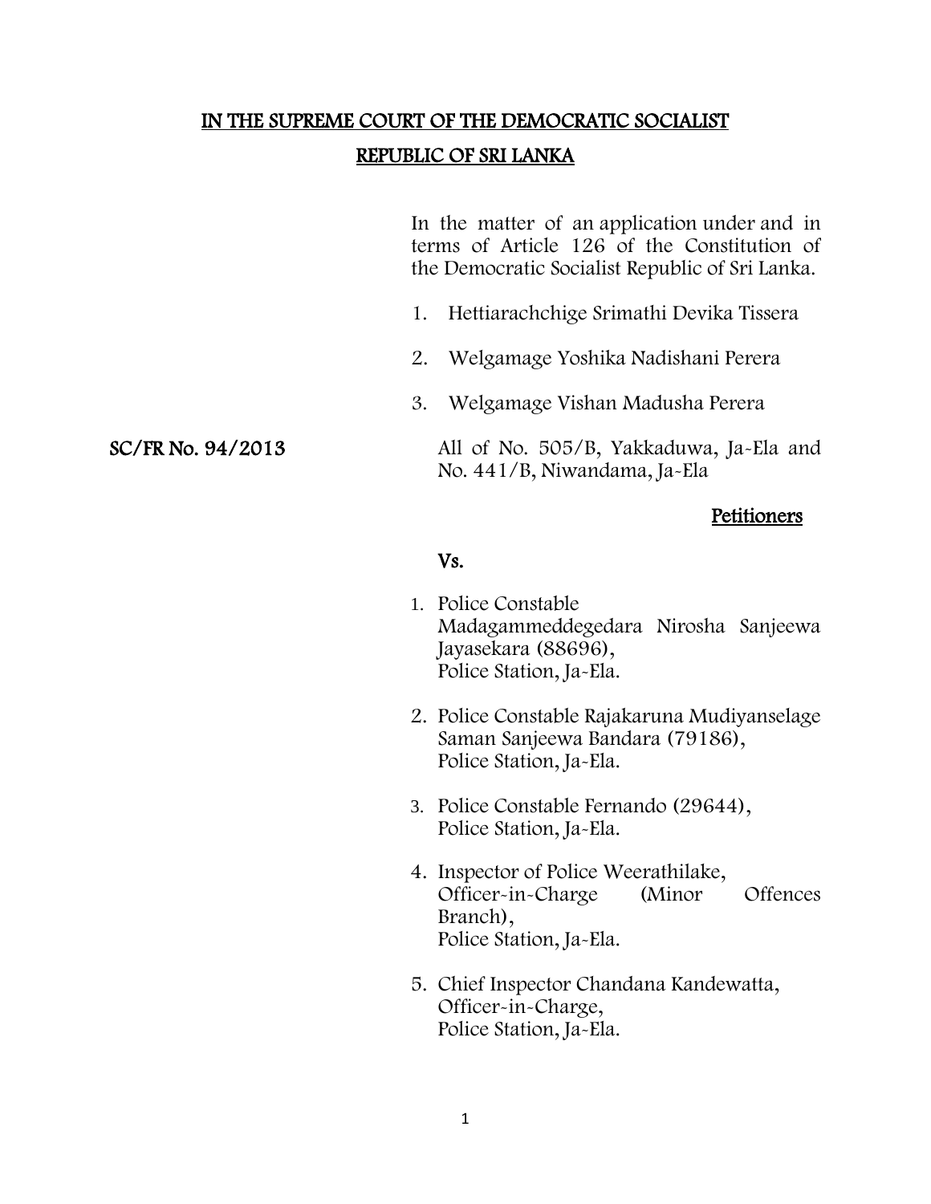# IN THE SUPREME COURT OF THE DEMOCRATIC SOCIALIST REPUBLIC OF SRI LANKA

In the matter of an application under and in terms of Article 126 of the Constitution of the Democratic Socialist Republic of Sri Lanka.

1. Hettiarachchige Srimathi Devika Tissera
2. Welgamage Yoshika Nadishani Perera
3. Welgamage Vishan Madusha Perera

**SC/FR No. 94/2013**

All of No. 505/B, Yakkaduwa, Ja-Ela and No. 441/B, Niwandama, Ja-Ela

**Petitioners**

**Vs.**

1. Police Constable Madagammeddegedara Nirosha Sanjeewa Jayasekara (88696), Police Station, Ja-Ela.
2. Police Constable Rajakaruna Mudiyanselage Saman Sanjeewa Bandara (79186), Police Station, Ja-Ela.
3. Police Constable Fernando (29644), Police Station, Ja-Ela.
4. Inspector of Police Weerathilake, Officer-in-Charge (Minor Offences Branch), Police Station, Ja-Ela.
5. Chief Inspector Chandana Kandewatta, Officer-in-Charge, Police Station, Ja-Ela.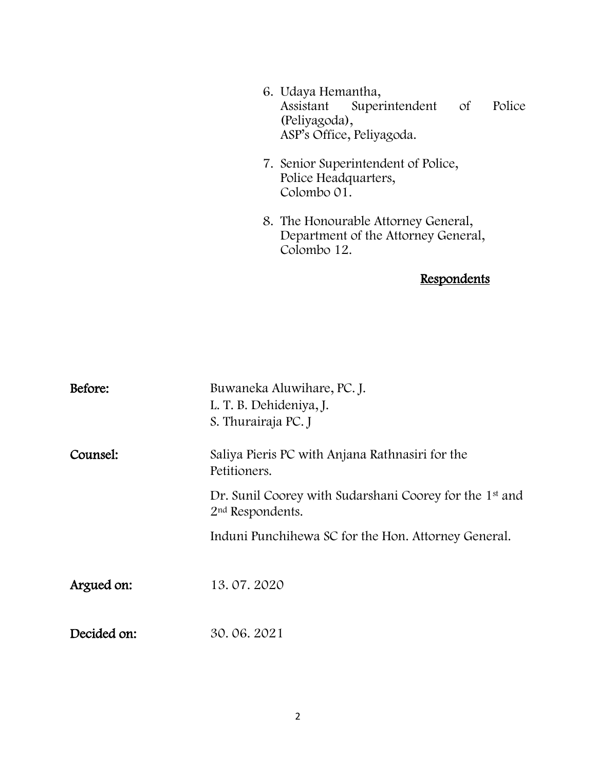6. Udaya Hemantha,
   Assistant Superintendent of Police (Peliyagoda),
   ASP's Office, Peliyagoda.

7. Senior Superintendent of Police,
   Police Headquarters,
   Colombo 01.

8. The Honourable Attorney General,
   Department of the Attorney General,
   Colombo 12.

**Respondents**

**Before:** Buwaneka Aluwihare, PC. J.
L. T. B. Dehideniya, J.
S. Thurairaja PC. J

**Counsel:** Saliya Pieris PC with Anjana Rathnasiri for the Petitioners.

Dr. Sunil Coorey with Sudarshani Coorey for the 1st and 2nd Respondents.

Induni Punchihewa SC for the Hon. Attorney General.

**Argued on:** 13. 07. 2020

**Decided on:** 30. 06. 2021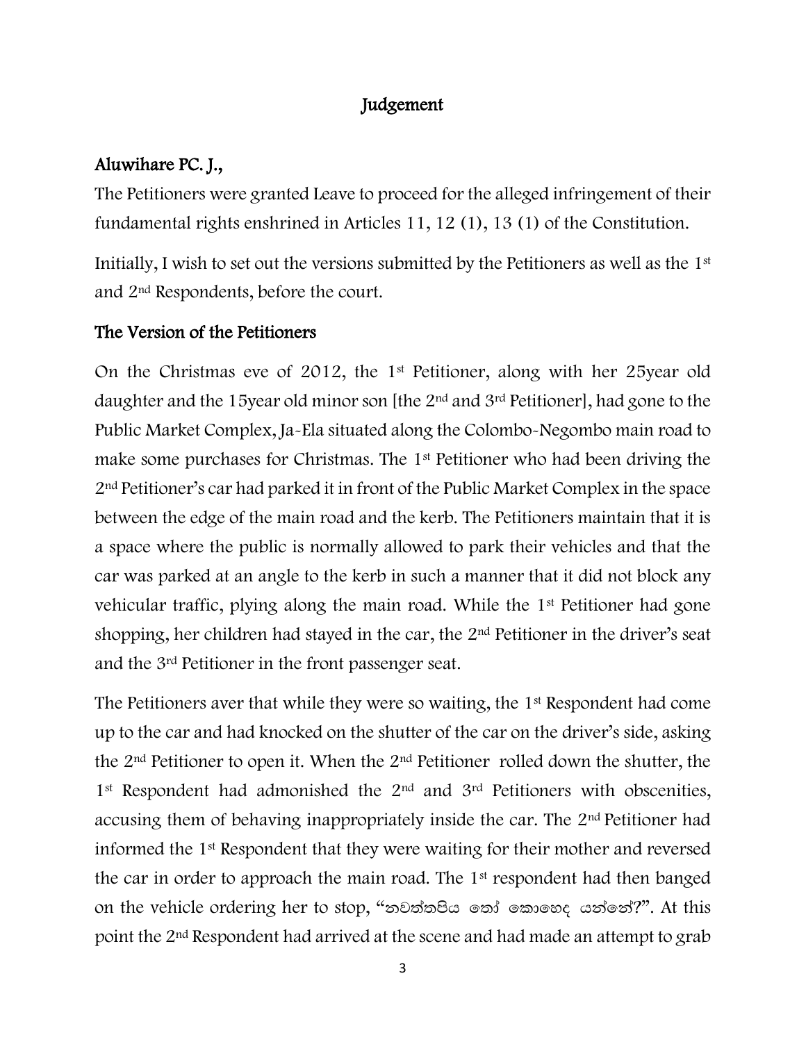# Judgement

## Aluwihare PC. J.,

The Petitioners were granted Leave to proceed for the alleged infringement of their fundamental rights enshrined in Articles 11, 12 (1), 13 (1) of the Constitution.

Initially, I wish to set out the versions submitted by the Petitioners as well as the 1st and 2nd Respondents, before the court.

## The Version of the Petitioners

On the Christmas eve of 2012, the 1st Petitioner, along with her 25year old daughter and the 15year old minor son [the 2nd and 3rd Petitioner], had gone to the Public Market Complex, Ja-Ela situated along the Colombo-Negombo main road to make some purchases for Christmas. The 1st Petitioner who had been driving the 2nd Petitioner's car had parked it in front of the Public Market Complex in the space between the edge of the main road and the kerb. The Petitioners maintain that it is a space where the public is normally allowed to park their vehicles and that the car was parked at an angle to the kerb in such a manner that it did not block any vehicular traffic, plying along the main road. While the 1st Petitioner had gone shopping, her children had stayed in the car, the 2nd Petitioner in the driver's seat and the 3rd Petitioner in the front passenger seat.

The Petitioners aver that while they were so waiting, the 1st Respondent had come up to the car and had knocked on the shutter of the car on the driver's side, asking the 2nd Petitioner to open it. When the 2nd Petitioner rolled down the shutter, the 1st Respondent had admonished the 2nd and 3rd Petitioners with obscenities, accusing them of behaving inappropriately inside the car. The 2nd Petitioner had informed the 1st Respondent that they were waiting for their mother and reversed the car in order to approach the main road. The 1st respondent had then banged on the vehicle ordering her to stop, "නවත්තපිය තෝ කොහෙද යන්නේ?". At this point the 2nd Respondent had arrived at the scene and had made an attempt to grab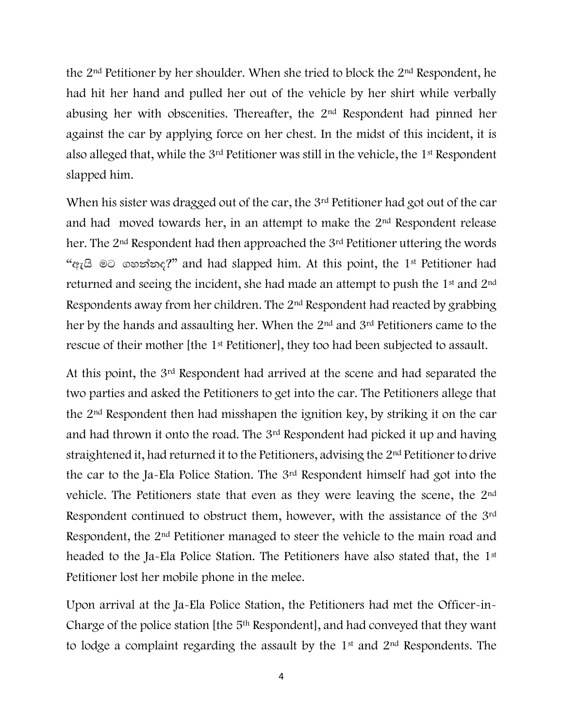the 2nd Petitioner by her shoulder. When she tried to block the 2nd Respondent, he had hit her hand and pulled her out of the vehicle by her shirt while verbally abusing her with obscenities. Thereafter, the 2nd Respondent had pinned her against the car by applying force on her chest. In the midst of this incident, it is also alleged that, while the 3rd Petitioner was still in the vehicle, the 1st Respondent slapped him.

When his sister was dragged out of the car, the 3rd Petitioner had got out of the car and had moved towards her, in an attempt to make the 2nd Respondent release her. The 2nd Respondent had then approached the 3rd Petitioner uttering the words "ඇයි මට ගහන්නද?" and had slapped him. At this point, the 1st Petitioner had returned and seeing the incident, she had made an attempt to push the 1st and 2nd Respondents away from her children. The 2nd Respondent had reacted by grabbing her by the hands and assaulting her. When the 2nd and 3rd Petitioners came to the rescue of their mother [the 1st Petitioner], they too had been subjected to assault.

At this point, the 3rd Respondent had arrived at the scene and had separated the two parties and asked the Petitioners to get into the car. The Petitioners allege that the 2nd Respondent then had misshapen the ignition key, by striking it on the car and had thrown it onto the road. The 3rd Respondent had picked it up and having straightened it, had returned it to the Petitioners, advising the 2nd Petitioner to drive the car to the Ja-Ela Police Station. The 3rd Respondent himself had got into the vehicle. The Petitioners state that even as they were leaving the scene, the 2nd Respondent continued to obstruct them, however, with the assistance of the 3rd Respondent, the 2nd Petitioner managed to steer the vehicle to the main road and headed to the Ja-Ela Police Station. The Petitioners have also stated that, the 1st Petitioner lost her mobile phone in the melee.

Upon arrival at the Ja-Ela Police Station, the Petitioners had met the Officer-in-Charge of the police station [the 5th Respondent], and had conveyed that they want to lodge a complaint regarding the assault by the 1st and 2nd Respondents. The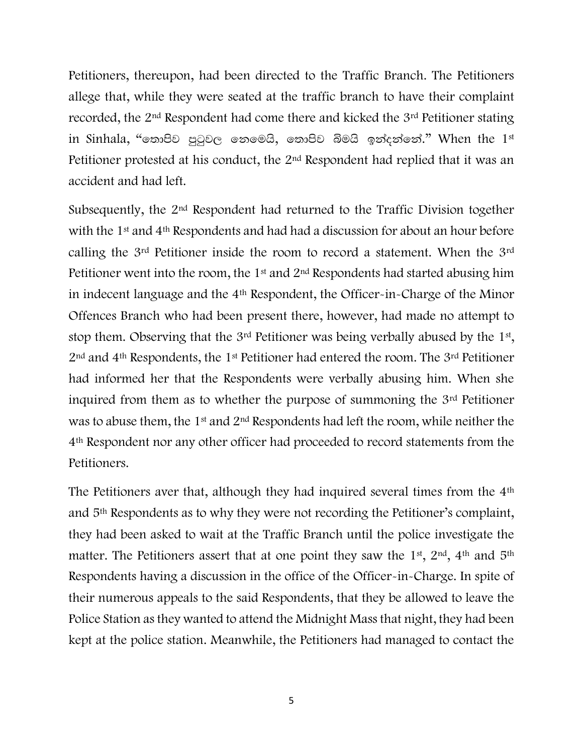Petitioners, thereupon, had been directed to the Traffic Branch. The Petitioners allege that, while they were seated at the traffic branch to have their complaint recorded, the 2nd Respondent had come there and kicked the 3rd Petitioner stating in Sinhala, "තොපිව පුටුවල නෙමෙයි, තොපිව බිමයි ඉන්දන්නේ." When the 1st Petitioner protested at his conduct, the 2nd Respondent had replied that it was an accident and had left.

Subsequently, the 2nd Respondent had returned to the Traffic Division together with the 1st and 4th Respondents and had had a discussion for about an hour before calling the 3rd Petitioner inside the room to record a statement. When the 3rd Petitioner went into the room, the 1st and 2nd Respondents had started abusing him in indecent language and the 4th Respondent, the Officer-in-Charge of the Minor Offences Branch who had been present there, however, had made no attempt to stop them. Observing that the 3rd Petitioner was being verbally abused by the 1st, 2nd and 4th Respondents, the 1st Petitioner had entered the room. The 3rd Petitioner had informed her that the Respondents were verbally abusing him. When she inquired from them as to whether the purpose of summoning the 3rd Petitioner was to abuse them, the 1st and 2nd Respondents had left the room, while neither the 4th Respondent nor any other officer had proceeded to record statements from the Petitioners.

The Petitioners aver that, although they had inquired several times from the 4th and 5th Respondents as to why they were not recording the Petitioner's complaint, they had been asked to wait at the Traffic Branch until the police investigate the matter. The Petitioners assert that at one point they saw the 1st, 2nd, 4th and 5th Respondents having a discussion in the office of the Officer-in-Charge. In spite of their numerous appeals to the said Respondents, that they be allowed to leave the Police Station as they wanted to attend the Midnight Mass that night, they had been kept at the police station. Meanwhile, the Petitioners had managed to contact the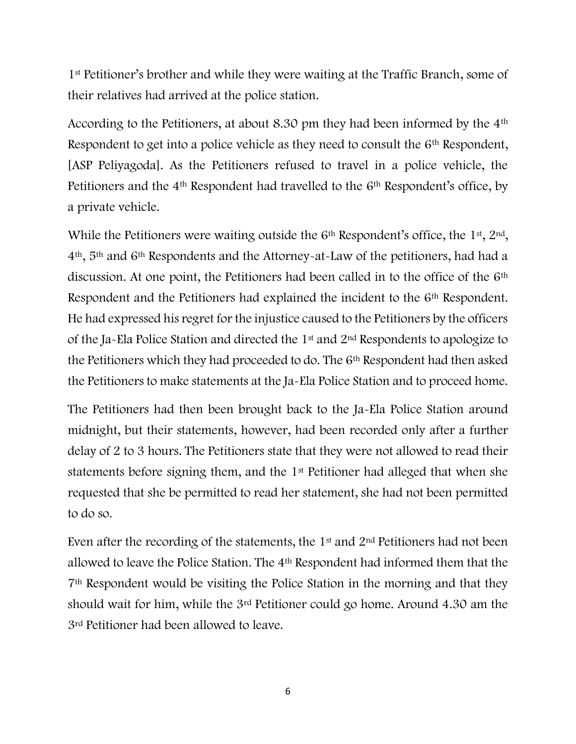1[st] Petitioner's brother and while they were waiting at the Traffic Branch, some of their relatives had arrived at the police station.

According to the Petitioners, at about 8.30 pm they had been informed by the 4[th] Respondent to get into a police vehicle as they need to consult the 6[th] Respondent, [ASP Peliyagoda]. As the Petitioners refused to travel in a police vehicle, the Petitioners and the 4[th] Respondent had travelled to the 6[th] Respondent's office, by a private vehicle.

While the Petitioners were waiting outside the 6[th] Respondent's office, the 1[st], 2[nd], 4[th], 5[th] and 6[th] Respondents and the Attorney-at-Law of the petitioners, had had a discussion. At one point, the Petitioners had been called in to the office of the 6[th] Respondent and the Petitioners had explained the incident to the 6[th] Respondent. He had expressed his regret for the injustice caused to the Petitioners by the officers of the Ja-Ela Police Station and directed the 1[st] and 2[nd] Respondents to apologize to the Petitioners which they had proceeded to do. The 6[th] Respondent had then asked the Petitioners to make statements at the Ja-Ela Police Station and to proceed home.

The Petitioners had then been brought back to the Ja-Ela Police Station around midnight, but their statements, however, had been recorded only after a further delay of 2 to 3 hours. The Petitioners state that they were not allowed to read their statements before signing them, and the 1[st] Petitioner had alleged that when she requested that she be permitted to read her statement, she had not been permitted to do so.

Even after the recording of the statements, the 1[st] and 2[nd] Petitioners had not been allowed to leave the Police Station. The 4[th] Respondent had informed them that the 7[th] Respondent would be visiting the Police Station in the morning and that they should wait for him, while the 3[rd] Petitioner could go home. Around 4.30 am the 3[rd] Petitioner had been allowed to leave.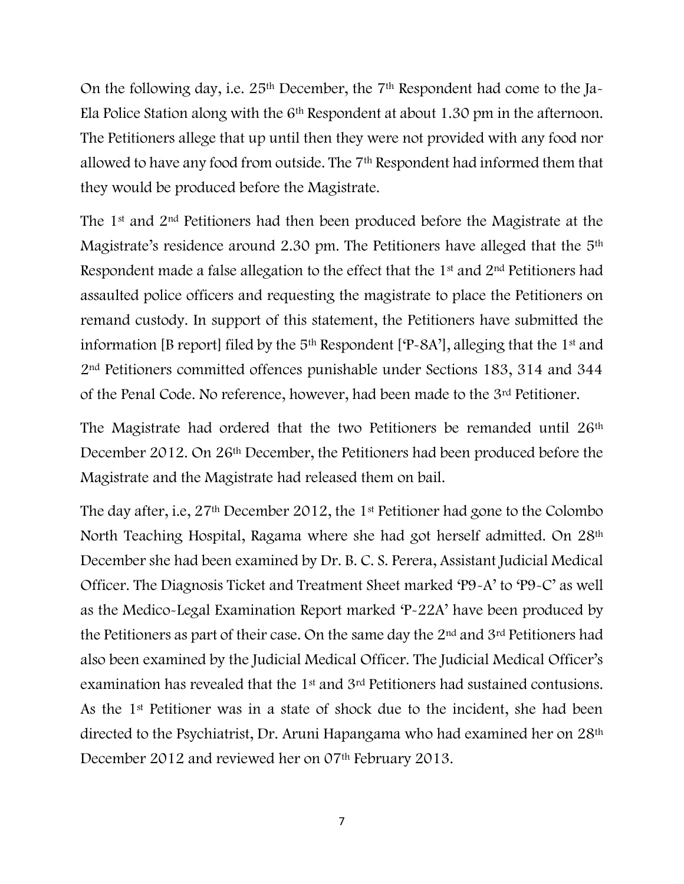On the following day, i.e. 25th December, the 7th Respondent had come to the Ja-Ela Police Station along with the 6th Respondent at about 1.30 pm in the afternoon. The Petitioners allege that up until then they were not provided with any food nor allowed to have any food from outside. The 7th Respondent had informed them that they would be produced before the Magistrate.

The 1st and 2nd Petitioners had then been produced before the Magistrate at the Magistrate's residence around 2.30 pm. The Petitioners have alleged that the 5th Respondent made a false allegation to the effect that the 1st and 2nd Petitioners had assaulted police officers and requesting the magistrate to place the Petitioners on remand custody. In support of this statement, the Petitioners have submitted the information [B report] filed by the 5th Respondent ['P-8A'], alleging that the 1st and 2nd Petitioners committed offences punishable under Sections 183, 314 and 344 of the Penal Code. No reference, however, had been made to the 3rd Petitioner.

The Magistrate had ordered that the two Petitioners be remanded until 26th December 2012. On 26th December, the Petitioners had been produced before the Magistrate and the Magistrate had released them on bail.

The day after, i.e, 27th December 2012, the 1st Petitioner had gone to the Colombo North Teaching Hospital, Ragama where she had got herself admitted. On 28th December she had been examined by Dr. B. C. S. Perera, Assistant Judicial Medical Officer. The Diagnosis Ticket and Treatment Sheet marked 'P9-A' to 'P9-C' as well as the Medico-Legal Examination Report marked 'P-22A' have been produced by the Petitioners as part of their case. On the same day the 2nd and 3rd Petitioners had also been examined by the Judicial Medical Officer. The Judicial Medical Officer's examination has revealed that the 1st and 3rd Petitioners had sustained contusions. As the 1st Petitioner was in a state of shock due to the incident, she had been directed to the Psychiatrist, Dr. Aruni Hapangama who had examined her on 28th December 2012 and reviewed her on 07th February 2013.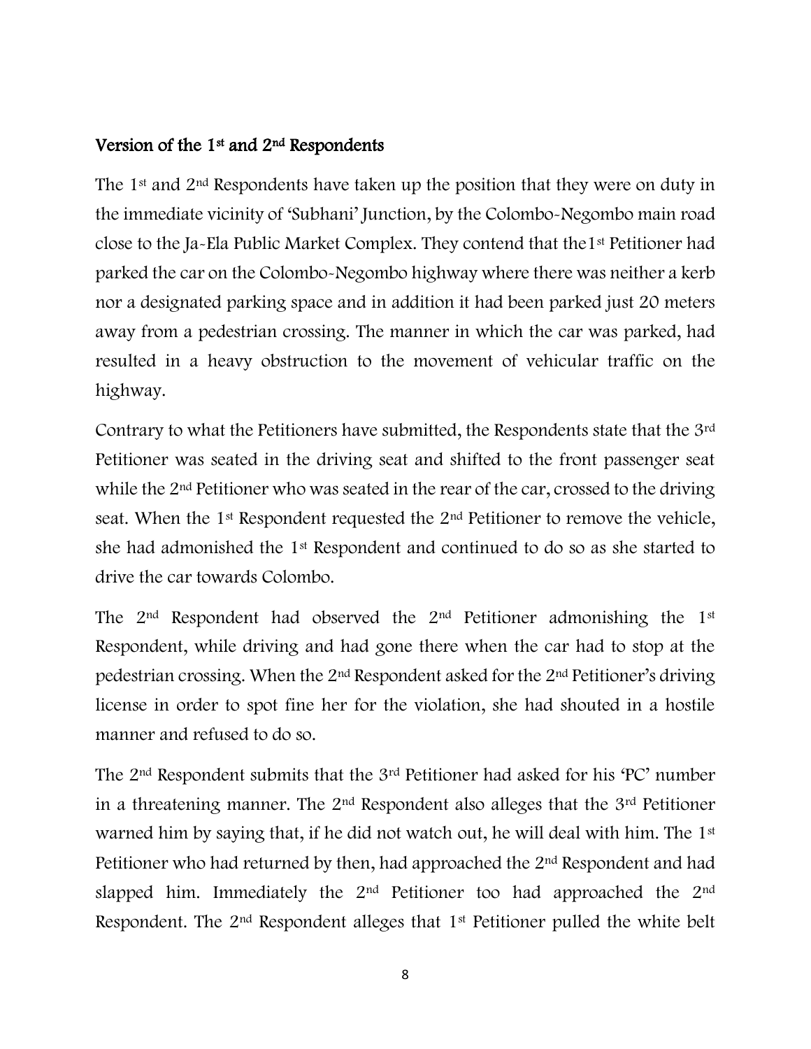### Version of the 1st and 2nd Respondents

The 1st and 2nd Respondents have taken up the position that they were on duty in the immediate vicinity of 'Subhani' Junction, by the Colombo-Negombo main road close to the Ja-Ela Public Market Complex. They contend that the1st Petitioner had parked the car on the Colombo-Negombo highway where there was neither a kerb nor a designated parking space and in addition it had been parked just 20 meters away from a pedestrian crossing. The manner in which the car was parked, had resulted in a heavy obstruction to the movement of vehicular traffic on the highway.

Contrary to what the Petitioners have submitted, the Respondents state that the 3rd Petitioner was seated in the driving seat and shifted to the front passenger seat while the 2nd Petitioner who was seated in the rear of the car, crossed to the driving seat. When the 1st Respondent requested the 2nd Petitioner to remove the vehicle, she had admonished the 1st Respondent and continued to do so as she started to drive the car towards Colombo.

The 2nd Respondent had observed the 2nd Petitioner admonishing the 1st Respondent, while driving and had gone there when the car had to stop at the pedestrian crossing. When the 2nd Respondent asked for the 2nd Petitioner's driving license in order to spot fine her for the violation, she had shouted in a hostile manner and refused to do so.

The 2nd Respondent submits that the 3rd Petitioner had asked for his 'PC' number in a threatening manner. The 2nd Respondent also alleges that the 3rd Petitioner warned him by saying that, if he did not watch out, he will deal with him. The 1st Petitioner who had returned by then, had approached the 2nd Respondent and had slapped him. Immediately the 2nd Petitioner too had approached the 2nd Respondent. The 2nd Respondent alleges that 1st Petitioner pulled the white belt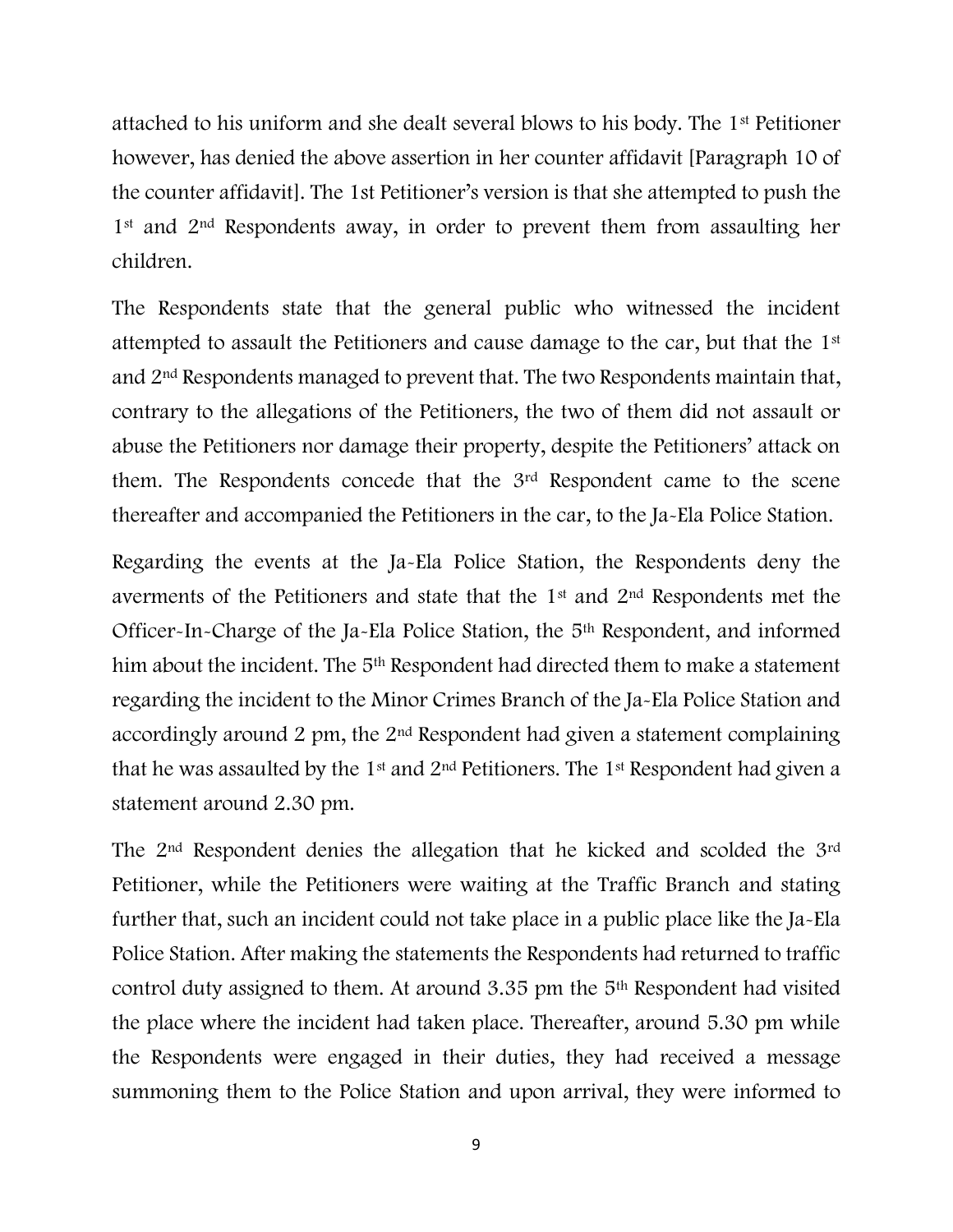attached to his uniform and she dealt several blows to his body. The 1st Petitioner however, has denied the above assertion in her counter affidavit [Paragraph 10 of the counter affidavit]. The 1st Petitioner's version is that she attempted to push the 1st and 2nd Respondents away, in order to prevent them from assaulting her children.

The Respondents state that the general public who witnessed the incident attempted to assault the Petitioners and cause damage to the car, but that the 1st and 2nd Respondents managed to prevent that. The two Respondents maintain that, contrary to the allegations of the Petitioners, the two of them did not assault or abuse the Petitioners nor damage their property, despite the Petitioners' attack on them. The Respondents concede that the 3rd Respondent came to the scene thereafter and accompanied the Petitioners in the car, to the Ja-Ela Police Station.

Regarding the events at the Ja-Ela Police Station, the Respondents deny the averments of the Petitioners and state that the 1st and 2nd Respondents met the Officer-In-Charge of the Ja-Ela Police Station, the 5th Respondent, and informed him about the incident. The 5th Respondent had directed them to make a statement regarding the incident to the Minor Crimes Branch of the Ja-Ela Police Station and accordingly around 2 pm, the 2nd Respondent had given a statement complaining that he was assaulted by the 1st and 2nd Petitioners. The 1st Respondent had given a statement around 2.30 pm.

The 2nd Respondent denies the allegation that he kicked and scolded the 3rd Petitioner, while the Petitioners were waiting at the Traffic Branch and stating further that, such an incident could not take place in a public place like the Ja-Ela Police Station. After making the statements the Respondents had returned to traffic control duty assigned to them. At around 3.35 pm the 5th Respondent had visited the place where the incident had taken place. Thereafter, around 5.30 pm while the Respondents were engaged in their duties, they had received a message summoning them to the Police Station and upon arrival, they were informed to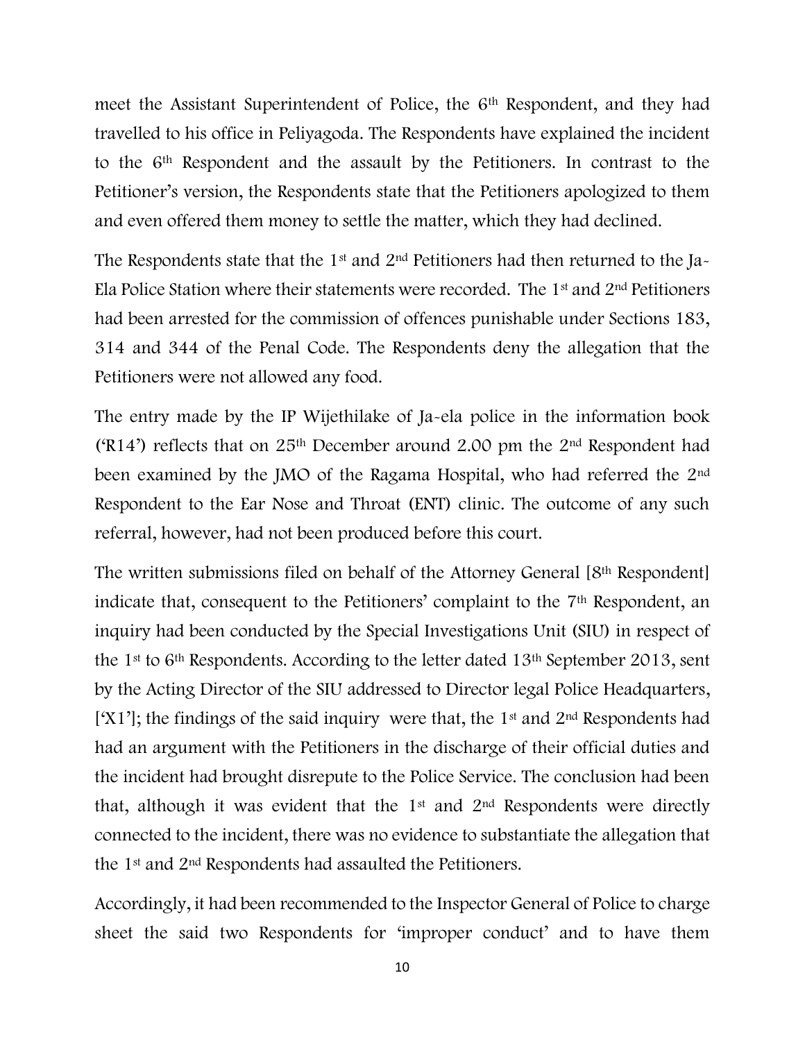meet the Assistant Superintendent of Police, the 6th Respondent, and they had travelled to his office in Peliyagoda. The Respondents have explained the incident to the 6th Respondent and the assault by the Petitioners. In contrast to the Petitioner's version, the Respondents state that the Petitioners apologized to them and even offered them money to settle the matter, which they had declined.

The Respondents state that the 1st and 2nd Petitioners had then returned to the Ja-Ela Police Station where their statements were recorded. The 1st and 2nd Petitioners had been arrested for the commission of offences punishable under Sections 183, 314 and 344 of the Penal Code. The Respondents deny the allegation that the Petitioners were not allowed any food.

The entry made by the IP Wijethilake of Ja-ela police in the information book ('R14') reflects that on 25th December around 2.00 pm the 2nd Respondent had been examined by the JMO of the Ragama Hospital, who had referred the 2nd Respondent to the Ear Nose and Throat (ENT) clinic. The outcome of any such referral, however, had not been produced before this court.

The written submissions filed on behalf of the Attorney General [8th Respondent] indicate that, consequent to the Petitioners' complaint to the 7th Respondent, an inquiry had been conducted by the Special Investigations Unit (SIU) in respect of the 1st to 6th Respondents. According to the letter dated 13th September 2013, sent by the Acting Director of the SIU addressed to Director legal Police Headquarters, ['X1']; the findings of the said inquiry were that, the 1st and 2nd Respondents had had an argument with the Petitioners in the discharge of their official duties and the incident had brought disrepute to the Police Service. The conclusion had been that, although it was evident that the 1st and 2nd Respondents were directly connected to the incident, there was no evidence to substantiate the allegation that the 1st and 2nd Respondents had assaulted the Petitioners.

Accordingly, it had been recommended to the Inspector General of Police to charge sheet the said two Respondents for 'improper conduct' and to have them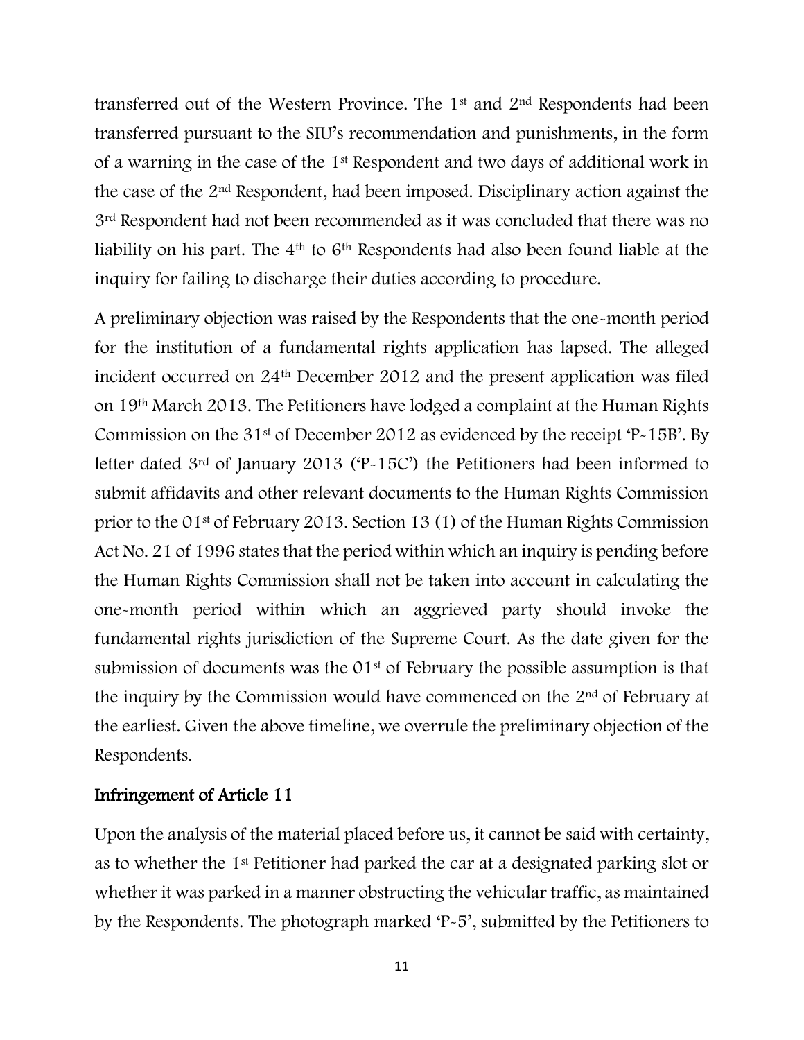transferred out of the Western Province. The 1st and 2nd Respondents had been transferred pursuant to the SIU's recommendation and punishments, in the form of a warning in the case of the 1st Respondent and two days of additional work in the case of the 2nd Respondent, had been imposed. Disciplinary action against the 3rd Respondent had not been recommended as it was concluded that there was no liability on his part. The 4th to 6th Respondents had also been found liable at the inquiry for failing to discharge their duties according to procedure.

A preliminary objection was raised by the Respondents that the one-month period for the institution of a fundamental rights application has lapsed. The alleged incident occurred on 24th December 2012 and the present application was filed on 19th March 2013. The Petitioners have lodged a complaint at the Human Rights Commission on the 31st of December 2012 as evidenced by the receipt 'P-15B'. By letter dated 3rd of January 2013 ('P-15C') the Petitioners had been informed to submit affidavits and other relevant documents to the Human Rights Commission prior to the 01st of February 2013. Section 13 (1) of the Human Rights Commission Act No. 21 of 1996 states that the period within which an inquiry is pending before the Human Rights Commission shall not be taken into account in calculating the one-month period within which an aggrieved party should invoke the fundamental rights jurisdiction of the Supreme Court. As the date given for the submission of documents was the 01st of February the possible assumption is that the inquiry by the Commission would have commenced on the 2nd of February at the earliest. Given the above timeline, we overrule the preliminary objection of the Respondents.

## Infringement of Article 11

Upon the analysis of the material placed before us, it cannot be said with certainty, as to whether the 1st Petitioner had parked the car at a designated parking slot or whether it was parked in a manner obstructing the vehicular traffic, as maintained by the Respondents. The photograph marked 'P-5', submitted by the Petitioners to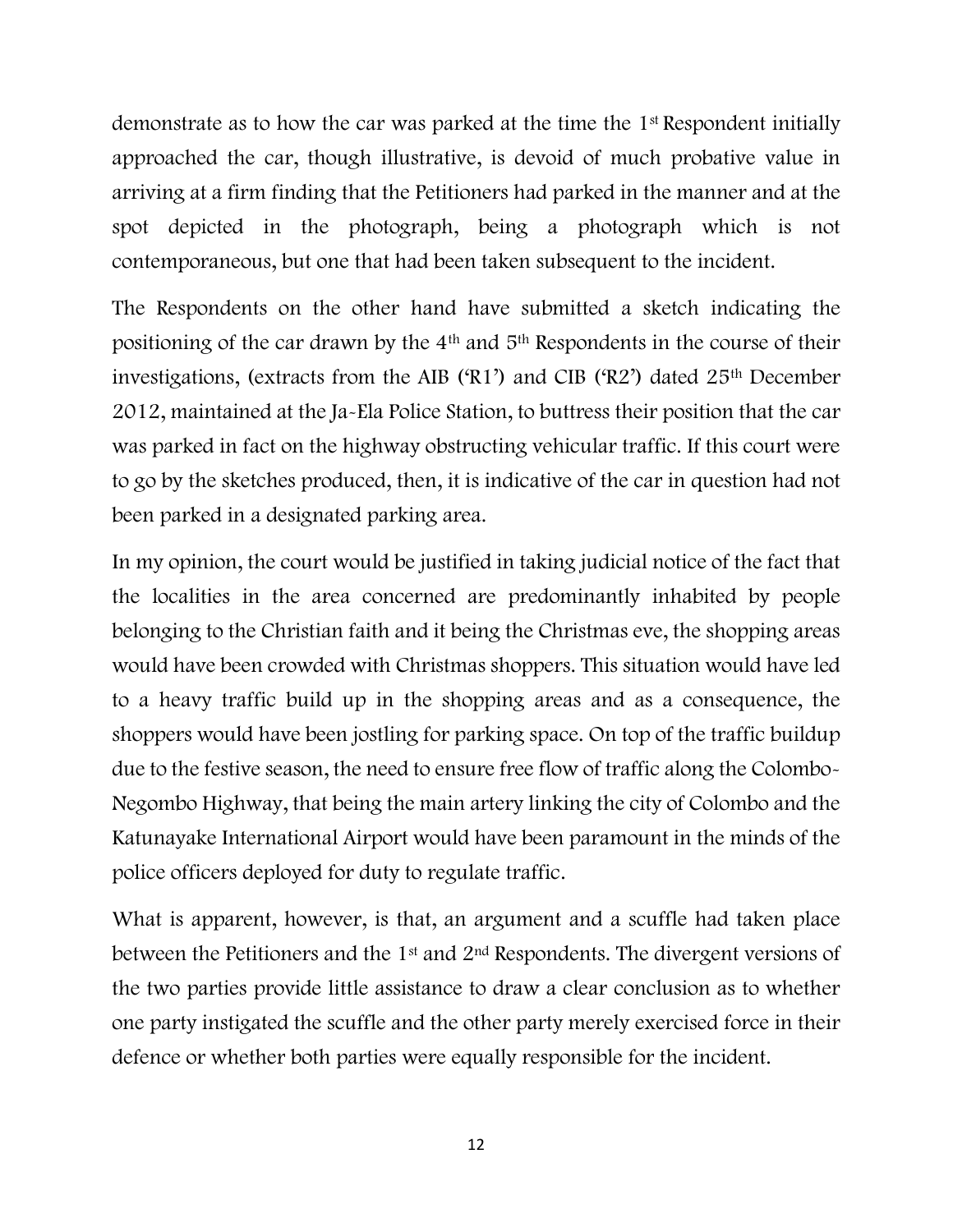demonstrate as to how the car was parked at the time the 1st Respondent initially approached the car, though illustrative, is devoid of much probative value in arriving at a firm finding that the Petitioners had parked in the manner and at the spot depicted in the photograph, being a photograph which is not contemporaneous, but one that had been taken subsequent to the incident.

The Respondents on the other hand have submitted a sketch indicating the positioning of the car drawn by the 4th and 5th Respondents in the course of their investigations, (extracts from the AIB ('R1') and CIB ('R2') dated 25th December 2012, maintained at the Ja-Ela Police Station, to buttress their position that the car was parked in fact on the highway obstructing vehicular traffic. If this court were to go by the sketches produced, then, it is indicative of the car in question had not been parked in a designated parking area.

In my opinion, the court would be justified in taking judicial notice of the fact that the localities in the area concerned are predominantly inhabited by people belonging to the Christian faith and it being the Christmas eve, the shopping areas would have been crowded with Christmas shoppers. This situation would have led to a heavy traffic build up in the shopping areas and as a consequence, the shoppers would have been jostling for parking space. On top of the traffic buildup due to the festive season, the need to ensure free flow of traffic along the Colombo-Negombo Highway, that being the main artery linking the city of Colombo and the Katunayake International Airport would have been paramount in the minds of the police officers deployed for duty to regulate traffic.

What is apparent, however, is that, an argument and a scuffle had taken place between the Petitioners and the 1st and 2nd Respondents. The divergent versions of the two parties provide little assistance to draw a clear conclusion as to whether one party instigated the scuffle and the other party merely exercised force in their defence or whether both parties were equally responsible for the incident.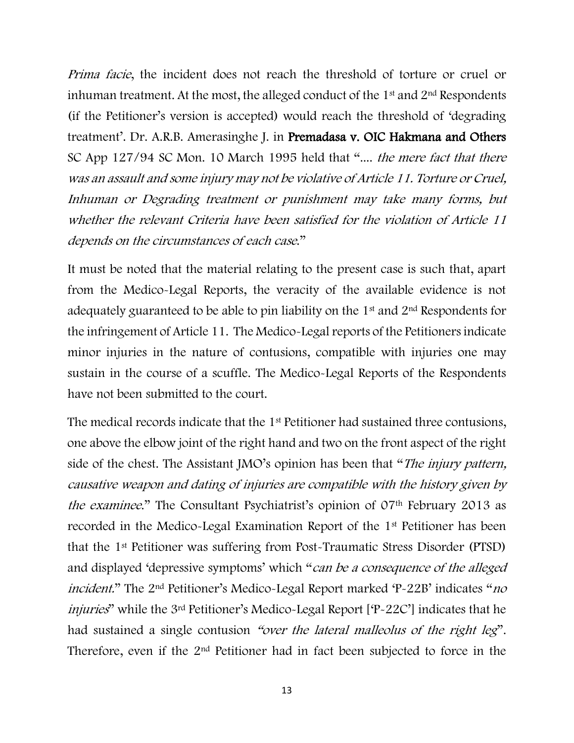*Prima facie*, the incident does not reach the threshold of torture or cruel or inhuman treatment. At the most, the alleged conduct of the 1st and 2nd Respondents (if the Petitioner's version is accepted) would reach the threshold of 'degrading treatment'. Dr. A.R.B. Amerasinghe J. in **Premadasa v. OIC Hakmana and Others** SC App 127/94 SC Mon. 10 March 1995 held that ".... *the mere fact that there was an assault and some injury may not be violative of Article 11. Torture or Cruel, Inhuman or Degrading treatment or punishment may take many forms, but whether the relevant Criteria have been satisfied for the violation of Article 11 depends on the circumstances of each case.*"

It must be noted that the material relating to the present case is such that, apart from the Medico-Legal Reports, the veracity of the available evidence is not adequately guaranteed to be able to pin liability on the 1st and 2nd Respondents for the infringement of Article 11. The Medico-Legal reports of the Petitioners indicate minor injuries in the nature of contusions, compatible with injuries one may sustain in the course of a scuffle. The Medico-Legal Reports of the Respondents have not been submitted to the court.

The medical records indicate that the 1st Petitioner had sustained three contusions, one above the elbow joint of the right hand and two on the front aspect of the right side of the chest. The Assistant JMO's opinion has been that "*The injury pattern, causative weapon and dating of injuries are compatible with the history given by the examinee.*" The Consultant Psychiatrist's opinion of 07th February 2013 as recorded in the Medico-Legal Examination Report of the 1st Petitioner has been that the 1st Petitioner was suffering from Post-Traumatic Stress Disorder (PTSD) and displayed 'depressive symptoms' which "*can be a consequence of the alleged incident.*" The 2nd Petitioner's Medico-Legal Report marked 'P-22B' indicates "*no injuries*" while the 3rd Petitioner's Medico-Legal Report ['P-22C'] indicates that he had sustained a single contusion *"over the lateral malleolus of the right leg*". Therefore, even if the 2nd Petitioner had in fact been subjected to force in the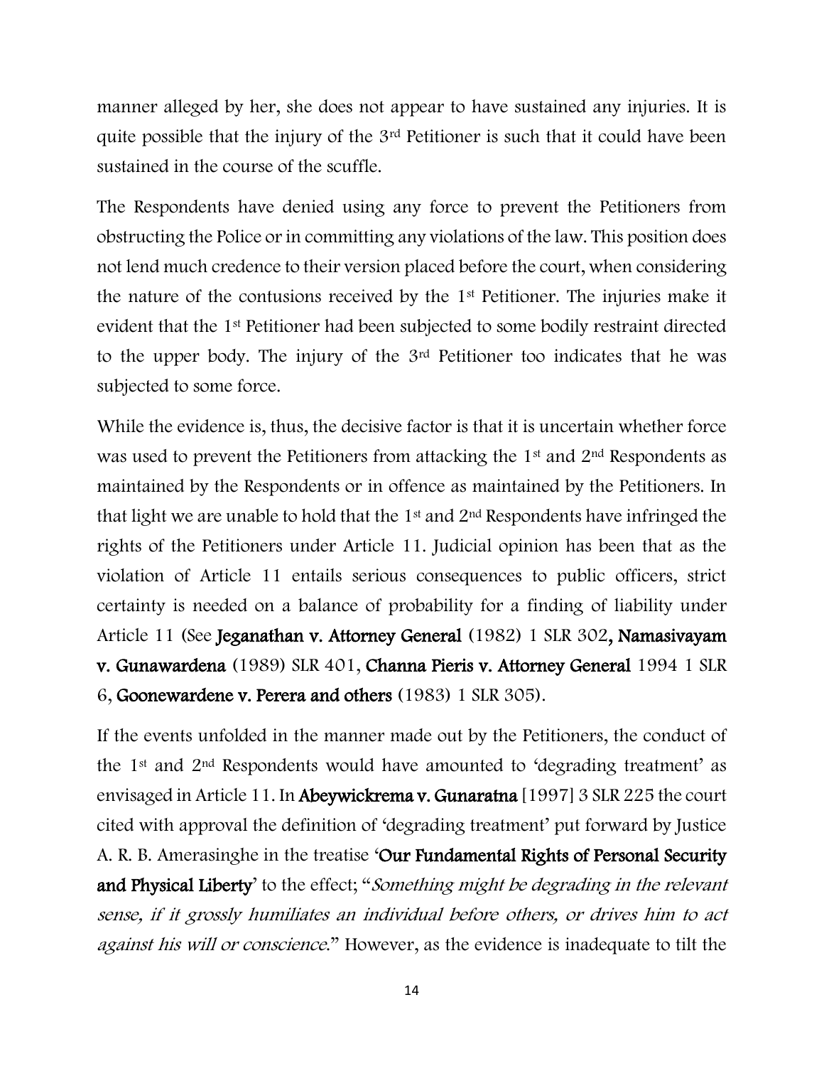manner alleged by her, she does not appear to have sustained any injuries. It is quite possible that the injury of the 3rd Petitioner is such that it could have been sustained in the course of the scuffle.

The Respondents have denied using any force to prevent the Petitioners from obstructing the Police or in committing any violations of the law. This position does not lend much credence to their version placed before the court, when considering the nature of the contusions received by the 1st Petitioner. The injuries make it evident that the 1st Petitioner had been subjected to some bodily restraint directed to the upper body. The injury of the 3rd Petitioner too indicates that he was subjected to some force.

While the evidence is, thus, the decisive factor is that it is uncertain whether force was used to prevent the Petitioners from attacking the 1st and 2nd Respondents as maintained by the Respondents or in offence as maintained by the Petitioners. In that light we are unable to hold that the 1st and 2nd Respondents have infringed the rights of the Petitioners under Article 11. Judicial opinion has been that as the violation of Article 11 entails serious consequences to public officers, strict certainty is needed on a balance of probability for a finding of liability under Article 11 (See **Jeganathan v. Attorney General** (1982) 1 SLR 302, **Namasivayam v. Gunawardena** (1989) SLR 401, **Channa Pieris v. Attorney General** 1994 1 SLR 6, **Goonewardene v. Perera and others** (1983) 1 SLR 305).

If the events unfolded in the manner made out by the Petitioners, the conduct of the 1st and 2nd Respondents would have amounted to 'degrading treatment' as envisaged in Article 11. In **Abeywickrema v. Gunaratna** [1997] 3 SLR 225 the court cited with approval the definition of 'degrading treatment' put forward by Justice A. R. B. Amerasinghe in the treatise '**Our Fundamental Rights of Personal Security and Physical Liberty**' to the effect; "*Something might be degrading in the relevant sense, if it grossly humiliates an individual before others, or drives him to act against his will or conscience*." However, as the evidence is inadequate to tilt the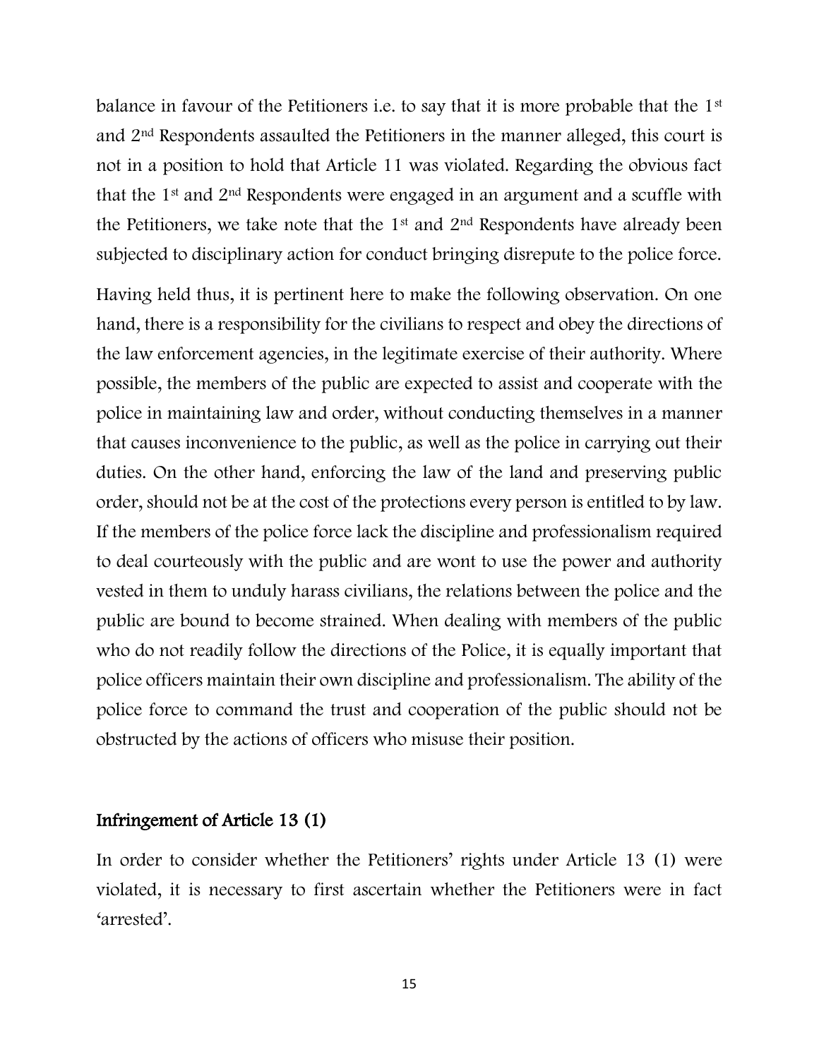balance in favour of the Petitioners i.e. to say that it is more probable that the 1st and 2nd Respondents assaulted the Petitioners in the manner alleged, this court is not in a position to hold that Article 11 was violated. Regarding the obvious fact that the 1st and 2nd Respondents were engaged in an argument and a scuffle with the Petitioners, we take note that the 1st and 2nd Respondents have already been subjected to disciplinary action for conduct bringing disrepute to the police force.

Having held thus, it is pertinent here to make the following observation. On one hand, there is a responsibility for the civilians to respect and obey the directions of the law enforcement agencies, in the legitimate exercise of their authority. Where possible, the members of the public are expected to assist and cooperate with the police in maintaining law and order, without conducting themselves in a manner that causes inconvenience to the public, as well as the police in carrying out their duties. On the other hand, enforcing the law of the land and preserving public order, should not be at the cost of the protections every person is entitled to by law. If the members of the police force lack the discipline and professionalism required to deal courteously with the public and are wont to use the power and authority vested in them to unduly harass civilians, the relations between the police and the public are bound to become strained. When dealing with members of the public who do not readily follow the directions of the Police, it is equally important that police officers maintain their own discipline and professionalism. The ability of the police force to command the trust and cooperation of the public should not be obstructed by the actions of officers who misuse their position.

## Infringement of Article 13 (1)

In order to consider whether the Petitioners' rights under Article 13 (1) were violated, it is necessary to first ascertain whether the Petitioners were in fact 'arrested'.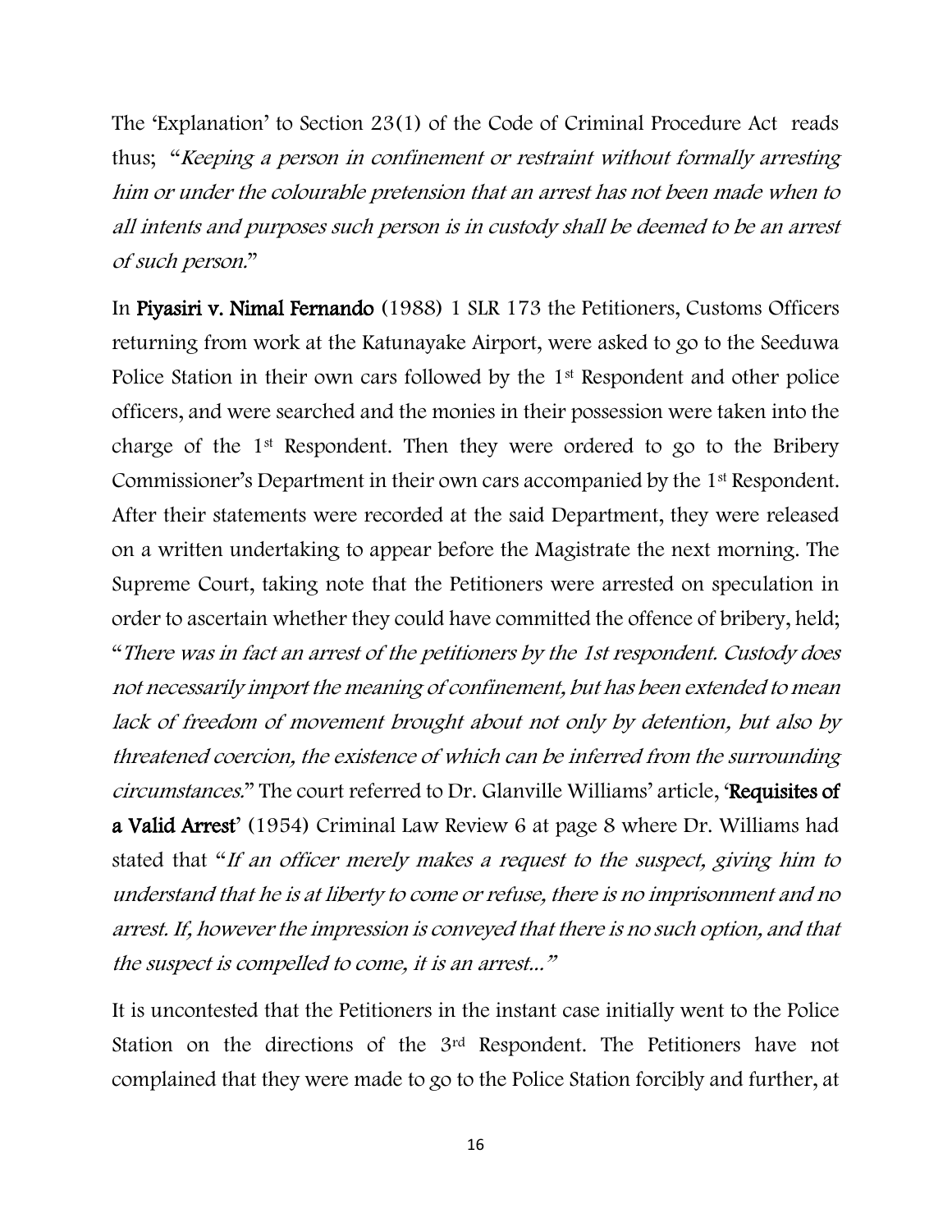The 'Explanation' to Section 23(1) of the Code of Criminal Procedure Act reads thus; "*Keeping a person in confinement or restraint without formally arresting him or under the colourable pretension that an arrest has not been made when to all intents and purposes such person is in custody shall be deemed to be an arrest of such person.*"

In **Piyasiri v. Nimal Fernando** (1988) 1 SLR 173 the Petitioners, Customs Officers returning from work at the Katunayake Airport, were asked to go to the Seeduwa Police Station in their own cars followed by the 1st Respondent and other police officers, and were searched and the monies in their possession were taken into the charge of the 1st Respondent. Then they were ordered to go to the Bribery Commissioner's Department in their own cars accompanied by the 1st Respondent. After their statements were recorded at the said Department, they were released on a written undertaking to appear before the Magistrate the next morning. The Supreme Court, taking note that the Petitioners were arrested on speculation in order to ascertain whether they could have committed the offence of bribery, held; "*There was in fact an arrest of the petitioners by the 1st respondent. Custody does not necessarily import the meaning of confinement, but has been extended to mean lack of freedom of movement brought about not only by detention, but also by threatened coercion, the existence of which can be inferred from the surrounding circumstances.*" The court referred to Dr. Glanville Williams' article, '**Requisites of a Valid Arrest**' (1954) Criminal Law Review 6 at page 8 where Dr. Williams had stated that "*If an officer merely makes a request to the suspect, giving him to understand that he is at liberty to come or refuse, there is no imprisonment and no arrest. If, however the impression is conveyed that there is no such option, and that the suspect is compelled to come, it is an arrest...*"

It is uncontested that the Petitioners in the instant case initially went to the Police Station on the directions of the 3rd Respondent. The Petitioners have not complained that they were made to go to the Police Station forcibly and further, at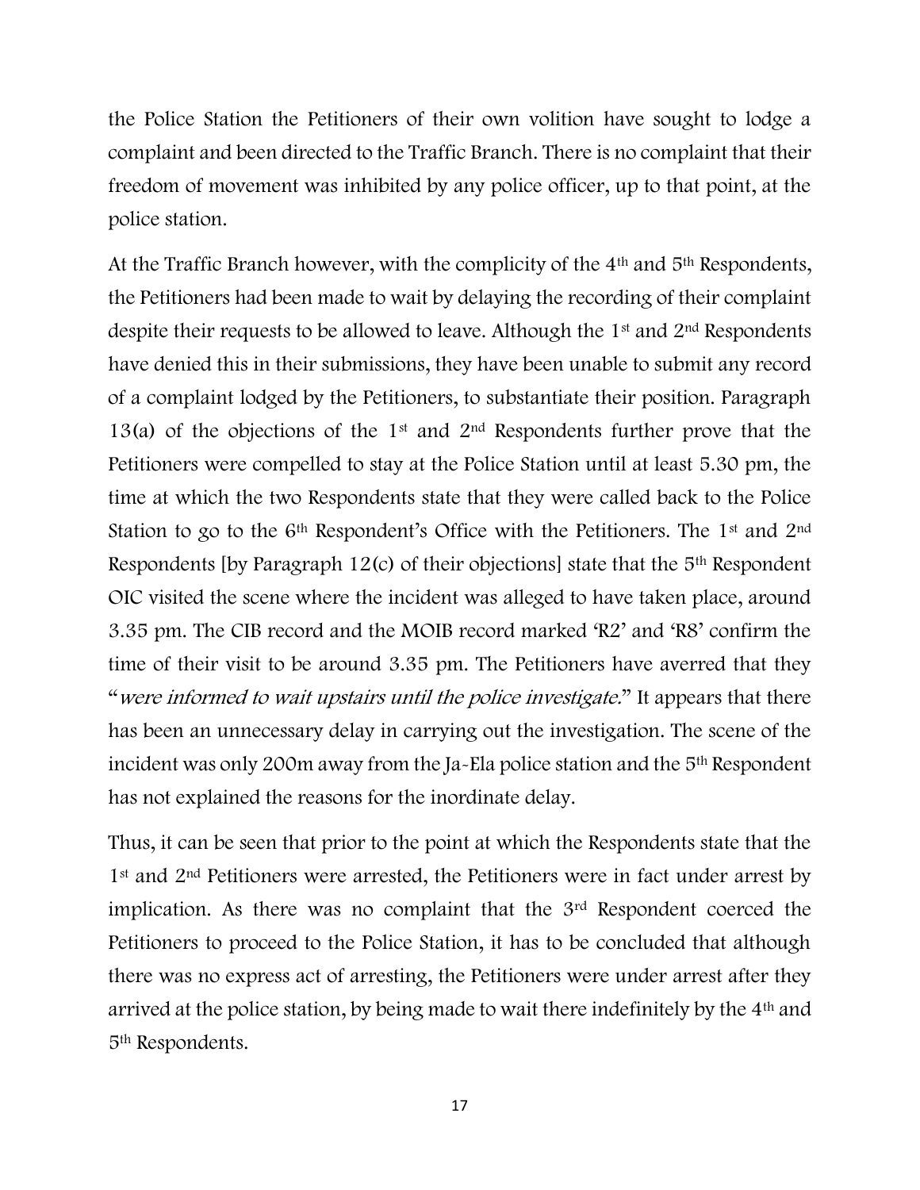the Police Station the Petitioners of their own volition have sought to lodge a complaint and been directed to the Traffic Branch. There is no complaint that their freedom of movement was inhibited by any police officer, up to that point, at the police station.

At the Traffic Branch however, with the complicity of the 4th and 5th Respondents, the Petitioners had been made to wait by delaying the recording of their complaint despite their requests to be allowed to leave. Although the 1st and 2nd Respondents have denied this in their submissions, they have been unable to submit any record of a complaint lodged by the Petitioners, to substantiate their position. Paragraph 13(a) of the objections of the 1st and 2nd Respondents further prove that the Petitioners were compelled to stay at the Police Station until at least 5.30 pm, the time at which the two Respondents state that they were called back to the Police Station to go to the 6th Respondent's Office with the Petitioners. The 1st and 2nd Respondents [by Paragraph 12(c) of their objections] state that the 5th Respondent OIC visited the scene where the incident was alleged to have taken place, around 3.35 pm. The CIB record and the MOIB record marked 'R2' and 'R8' confirm the time of their visit to be around 3.35 pm. The Petitioners have averred that they "*were informed to wait upstairs until the police investigate.*" It appears that there has been an unnecessary delay in carrying out the investigation. The scene of the incident was only 200m away from the Ja-Ela police station and the 5th Respondent has not explained the reasons for the inordinate delay.

Thus, it can be seen that prior to the point at which the Respondents state that the 1st and 2nd Petitioners were arrested, the Petitioners were in fact under arrest by implication. As there was no complaint that the 3rd Respondent coerced the Petitioners to proceed to the Police Station, it has to be concluded that although there was no express act of arresting, the Petitioners were under arrest after they arrived at the police station, by being made to wait there indefinitely by the 4th and 5th Respondents.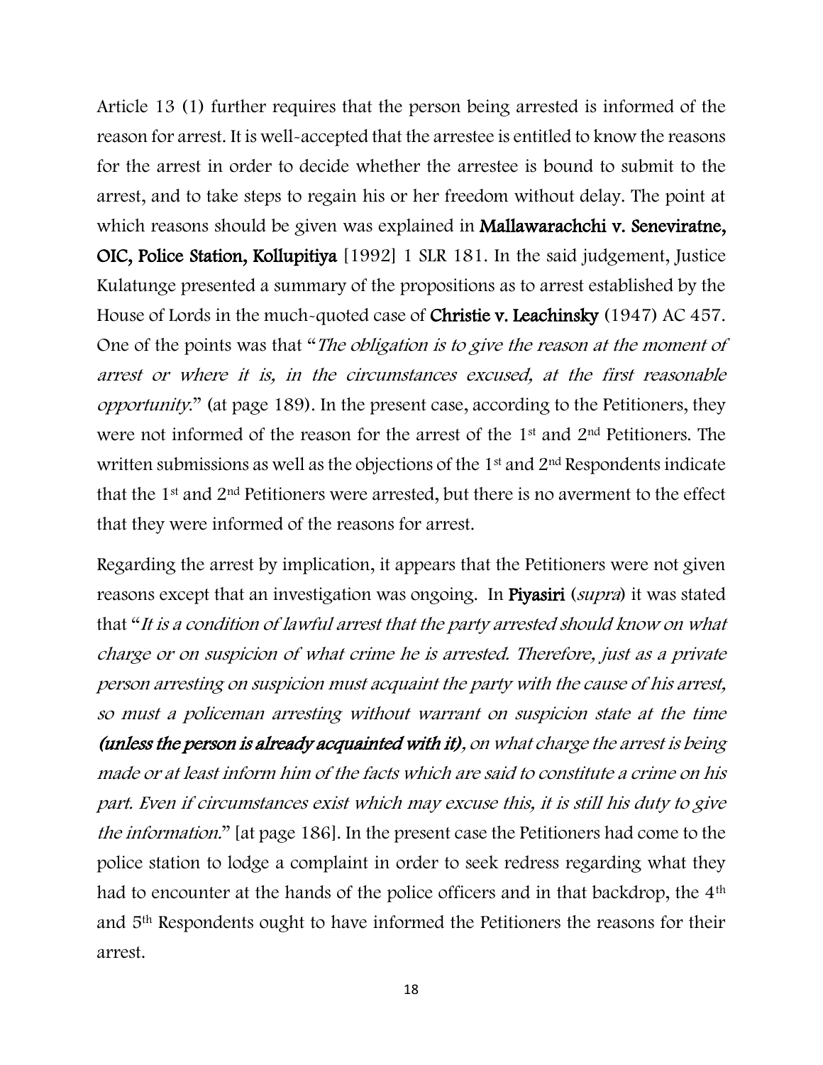Article 13 (1) further requires that the person being arrested is informed of the reason for arrest. It is well-accepted that the arrestee is entitled to know the reasons for the arrest in order to decide whether the arrestee is bound to submit to the arrest, and to take steps to regain his or her freedom without delay. The point at which reasons should be given was explained in **Mallawarachchi v. Seneviratne, OIC, Police Station, Kollupitiya** [1992] 1 SLR 181. In the said judgement, Justice Kulatunge presented a summary of the propositions as to arrest established by the House of Lords in the much-quoted case of **Christie v. Leachinsky** (1947) AC 457. One of the points was that "*The obligation is to give the reason at the moment of arrest or where it is, in the circumstances excused, at the first reasonable opportunity.*" (at page 189). In the present case, according to the Petitioners, they were not informed of the reason for the arrest of the 1st and 2nd Petitioners. The written submissions as well as the objections of the 1st and 2nd Respondents indicate that the 1st and 2nd Petitioners were arrested, but there is no averment to the effect that they were informed of the reasons for arrest.

Regarding the arrest by implication, it appears that the Petitioners were not given reasons except that an investigation was ongoing. In **Piyasiri** (*supra*) it was stated that "*It is a condition of lawful arrest that the party arrested should know on what charge or on suspicion of what crime he is arrested. Therefore, just as a private person arresting on suspicion must acquaint the party with the cause of his arrest, so must a policeman arresting without warrant on suspicion state at the time* ***(unless the person is already acquainted with it)****, on what charge the arrest is being made or at least inform him of the facts which are said to constitute a crime on his part. Even if circumstances exist which may excuse this, it is still his duty to give the information.*" [at page 186]. In the present case the Petitioners had come to the police station to lodge a complaint in order to seek redress regarding what they had to encounter at the hands of the police officers and in that backdrop, the 4th and 5th Respondents ought to have informed the Petitioners the reasons for their arrest.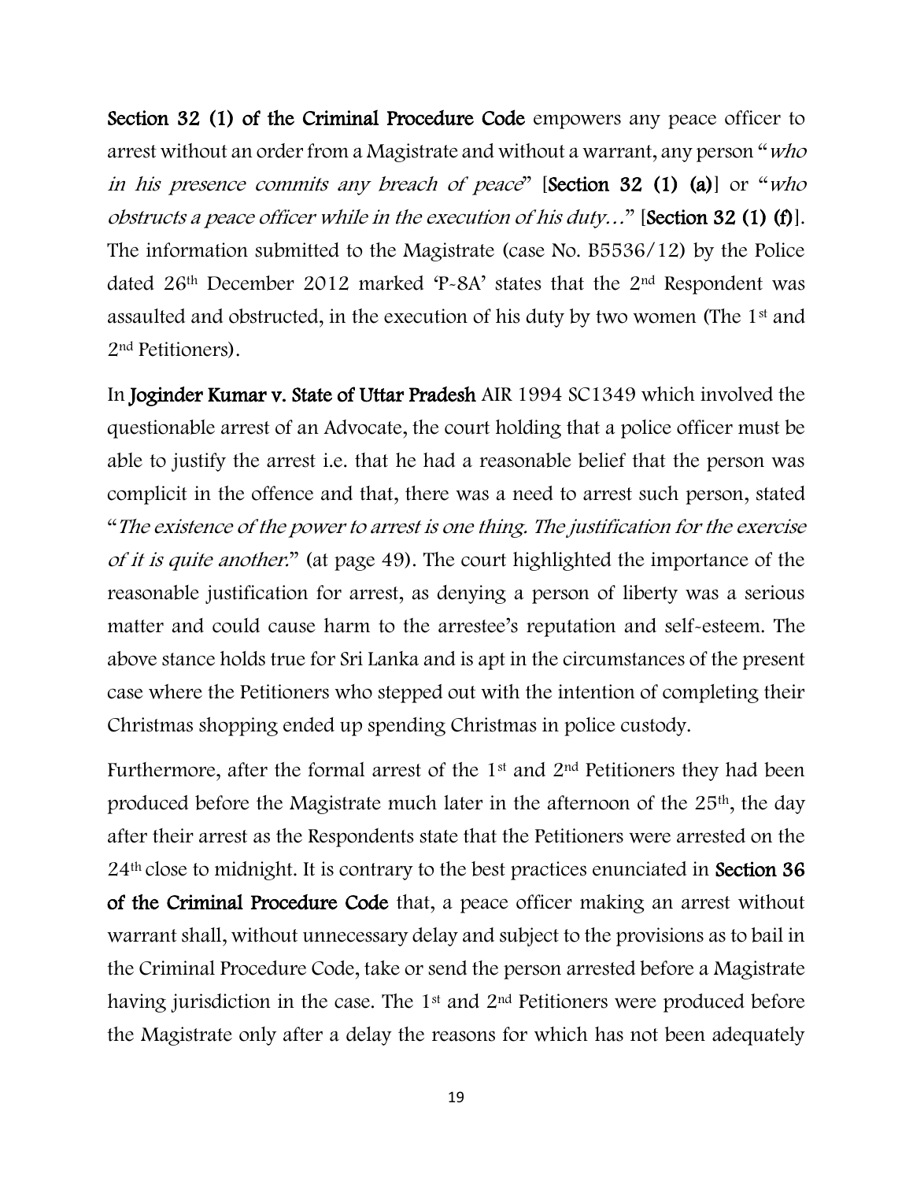**Section 32 (1) of the Criminal Procedure Code** empowers any peace officer to arrest without an order from a Magistrate and without a warrant, any person "*who in his presence commits any breach of peace*" [**Section 32 (1) (a)**] or "*who obstructs a peace officer while in the execution of his duty…*" [**Section 32 (1) (f)**]. The information submitted to the Magistrate (case No. B5536/12) by the Police dated 26th December 2012 marked 'P-8A' states that the 2nd Respondent was assaulted and obstructed, in the execution of his duty by two women (The 1st and 2nd Petitioners).

In **Joginder Kumar v. State of Uttar Pradesh** AIR 1994 SC1349 which involved the questionable arrest of an Advocate, the court holding that a police officer must be able to justify the arrest i.e. that he had a reasonable belief that the person was complicit in the offence and that, there was a need to arrest such person, stated "*The existence of the power to arrest is one thing. The justification for the exercise of it is quite another.*" (at page 49). The court highlighted the importance of the reasonable justification for arrest, as denying a person of liberty was a serious matter and could cause harm to the arrestee's reputation and self-esteem. The above stance holds true for Sri Lanka and is apt in the circumstances of the present case where the Petitioners who stepped out with the intention of completing their Christmas shopping ended up spending Christmas in police custody.

Furthermore, after the formal arrest of the 1st and 2nd Petitioners they had been produced before the Magistrate much later in the afternoon of the 25th, the day after their arrest as the Respondents state that the Petitioners were arrested on the 24th close to midnight. It is contrary to the best practices enunciated in **Section 36 of the Criminal Procedure Code** that, a peace officer making an arrest without warrant shall, without unnecessary delay and subject to the provisions as to bail in the Criminal Procedure Code, take or send the person arrested before a Magistrate having jurisdiction in the case. The 1st and 2nd Petitioners were produced before the Magistrate only after a delay the reasons for which has not been adequately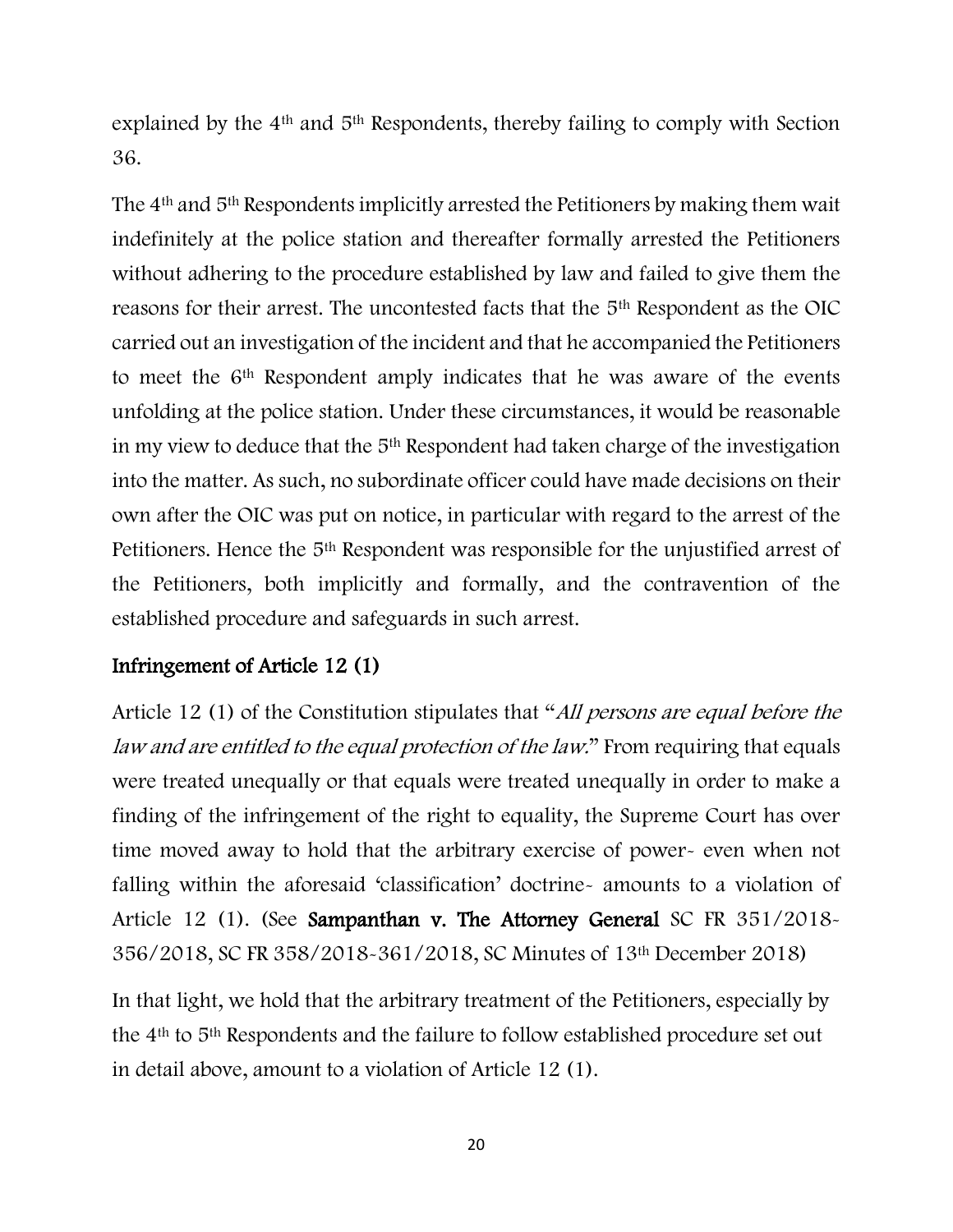explained by the 4th and 5th Respondents, thereby failing to comply with Section 36.

The 4th and 5th Respondents implicitly arrested the Petitioners by making them wait indefinitely at the police station and thereafter formally arrested the Petitioners without adhering to the procedure established by law and failed to give them the reasons for their arrest. The uncontested facts that the 5th Respondent as the OIC carried out an investigation of the incident and that he accompanied the Petitioners to meet the 6th Respondent amply indicates that he was aware of the events unfolding at the police station. Under these circumstances, it would be reasonable in my view to deduce that the 5th Respondent had taken charge of the investigation into the matter. As such, no subordinate officer could have made decisions on their own after the OIC was put on notice, in particular with regard to the arrest of the Petitioners. Hence the 5th Respondent was responsible for the unjustified arrest of the Petitioners, both implicitly and formally, and the contravention of the established procedure and safeguards in such arrest.

## Infringement of Article 12 (1)

Article 12 (1) of the Constitution stipulates that "*All persons are equal before the law and are entitled to the equal protection of the law.*" From requiring that equals were treated unequally or that equals were treated unequally in order to make a finding of the infringement of the right to equality, the Supreme Court has over time moved away to hold that the arbitrary exercise of power- even when not falling within the aforesaid 'classification' doctrine- amounts to a violation of Article 12 (1). (See **Sampanthan v. The Attorney General** SC FR 351/2018-356/2018, SC FR 358/2018-361/2018, SC Minutes of 13th December 2018)

In that light, we hold that the arbitrary treatment of the Petitioners, especially by the 4th to 5th Respondents and the failure to follow established procedure set out in detail above, amount to a violation of Article 12 (1).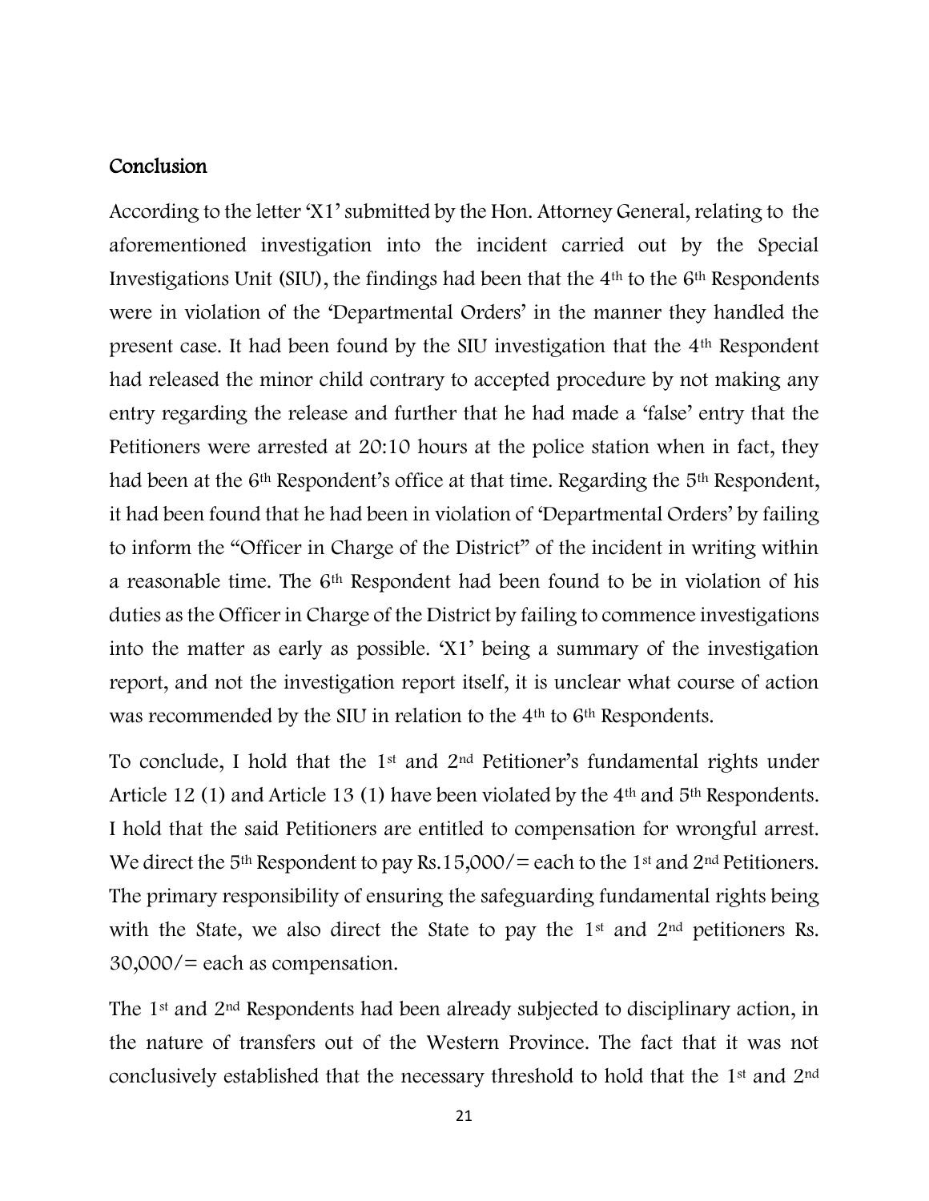## Conclusion

According to the letter 'X1' submitted by the Hon. Attorney General, relating to the aforementioned investigation into the incident carried out by the Special Investigations Unit (SIU), the findings had been that the 4th to the 6th Respondents were in violation of the 'Departmental Orders' in the manner they handled the present case. It had been found by the SIU investigation that the 4th Respondent had released the minor child contrary to accepted procedure by not making any entry regarding the release and further that he had made a 'false' entry that the Petitioners were arrested at 20:10 hours at the police station when in fact, they had been at the 6th Respondent's office at that time. Regarding the 5th Respondent, it had been found that he had been in violation of 'Departmental Orders' by failing to inform the "Officer in Charge of the District" of the incident in writing within a reasonable time. The 6th Respondent had been found to be in violation of his duties as the Officer in Charge of the District by failing to commence investigations into the matter as early as possible. 'X1' being a summary of the investigation report, and not the investigation report itself, it is unclear what course of action was recommended by the SIU in relation to the 4th to 6th Respondents.

To conclude, I hold that the 1st and 2nd Petitioner's fundamental rights under Article 12 (1) and Article 13 (1) have been violated by the 4th and 5th Respondents. I hold that the said Petitioners are entitled to compensation for wrongful arrest. We direct the 5th Respondent to pay Rs.15,000/= each to the 1st and 2nd Petitioners. The primary responsibility of ensuring the safeguarding fundamental rights being with the State, we also direct the State to pay the 1st and 2nd petitioners Rs. 30,000/= each as compensation.

The 1st and 2nd Respondents had been already subjected to disciplinary action, in the nature of transfers out of the Western Province. The fact that it was not conclusively established that the necessary threshold to hold that the 1st and 2nd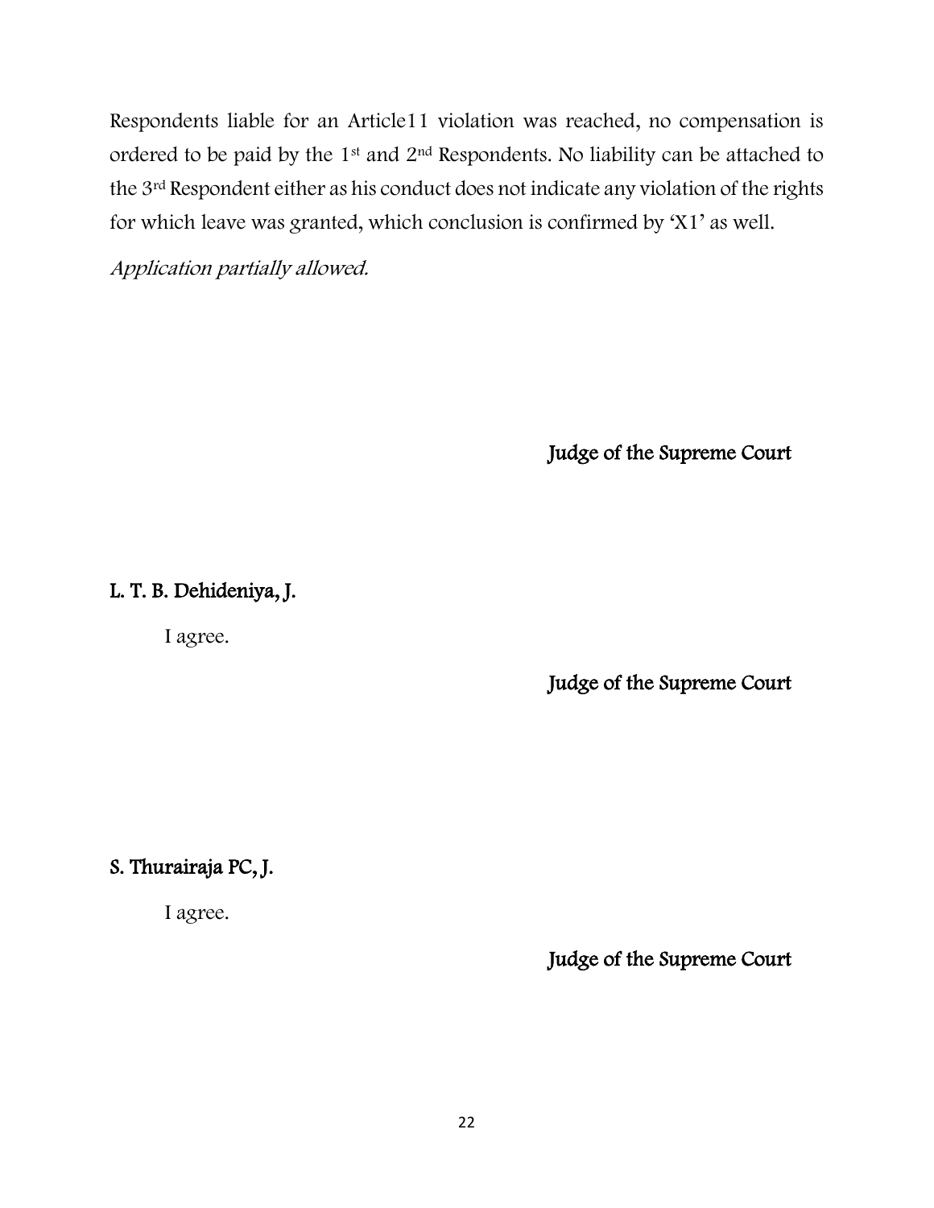Respondents liable for an Article11 violation was reached, no compensation is ordered to be paid by the 1st and 2nd Respondents. No liability can be attached to the 3rd Respondent either as his conduct does not indicate any violation of the rights for which leave was granted, which conclusion is confirmed by 'X1' as well.

*Application partially allowed.*

Judge of the Supreme Court

**L. T. B. Dehideniya, J.**

I agree.

Judge of the Supreme Court

**S. Thurairaja PC, J.**

I agree.

Judge of the Supreme Court